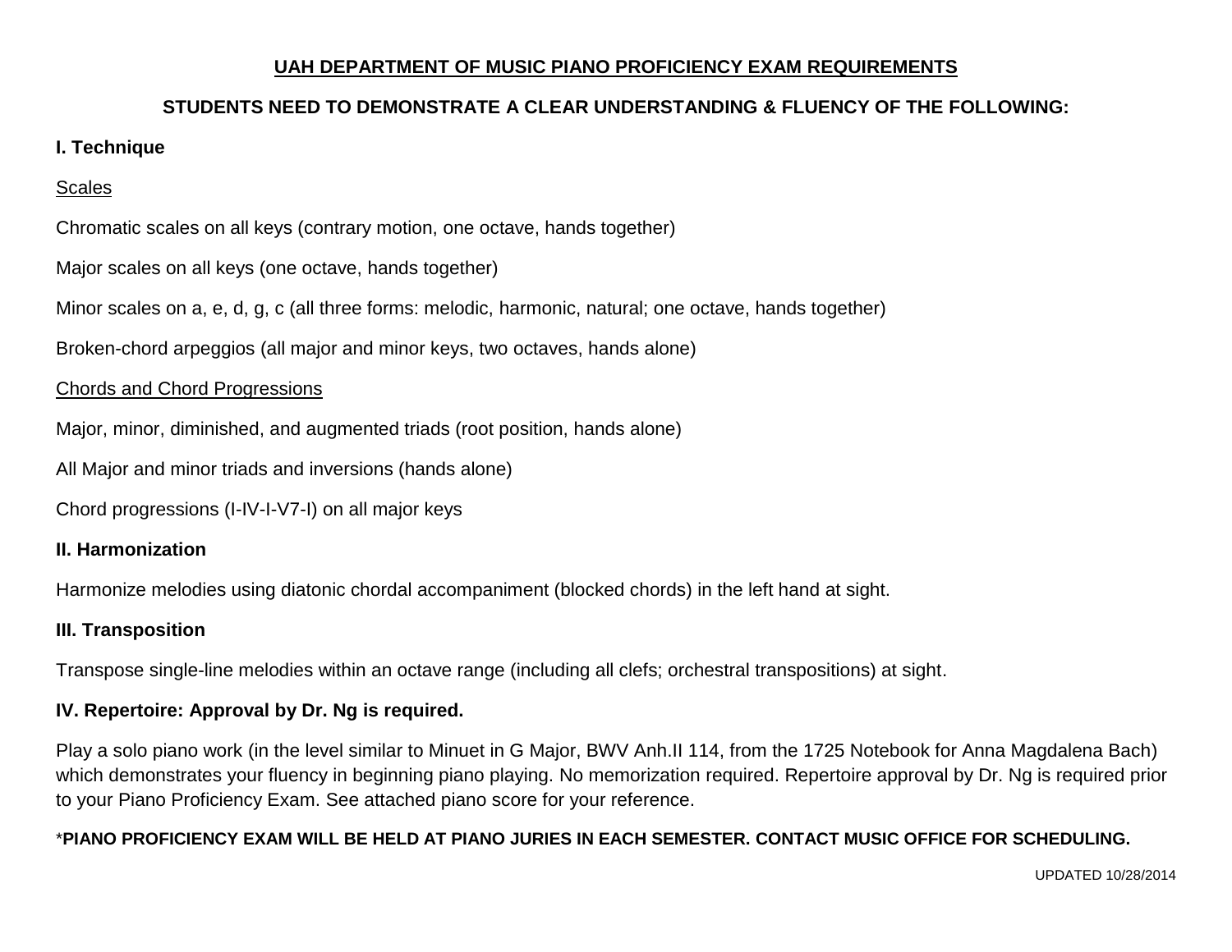# UAH DEPARTMENT OF MUSIC PIANO PROFICIENCY EXAM REQUIREMENTS

**STUDENTS NEED TO DEMONSTRATE A CLEAR UNDERSTANDING & FLUENCY OF THE FOLLOWING:**

## I. Technique

### Scales

Chromatic scales on all keys (contrary motion, one octave, hands together)

Major scales on all keys (one octave, hands together)

Minor scales on a, e, d, g, c (all three forms: melodic, harmonic, natural; one octave, hands together)

Broken-chord arpeggios (all major and minor keys, two octaves, hands alone)

### Chords and Chord Progressions

Major, minor, diminished, and augmented triads (root position, hands alone)

All Major and minor triads and inversions (hands alone)

Chord progressions (I-IV-I-V7-I) on all major keys

## II. Harmonization

Harmonize melodies using diatonic chordal accompaniment (blocked chords) in the left hand at sight.

## III. Transposition

Transpose single-line melodies within an octave range (including all clefs; orchestral transpositions) at sight.

## IV. Repertoire: Approval by Dr. Ng is required.

Play a solo piano work (in the level similar to Minuet in G Major, BWV Anh.II 114, from the 1725 Notebook for Anna Magdalena Bach) which demonstrates your fluency in beginning piano playing. No memorization required. Repertoire approval by Dr. Ng is required prior to your Piano Proficiency Exam. See attached piano score for your reference.

*__PIANO PROFICIENCY EXAM WILL BE HELD AT PIANO JURIES IN EACH SEMESTER. CONTACT MUSIC OFFICE FOR SCHEDULING.__

UPDATED 10/28/2014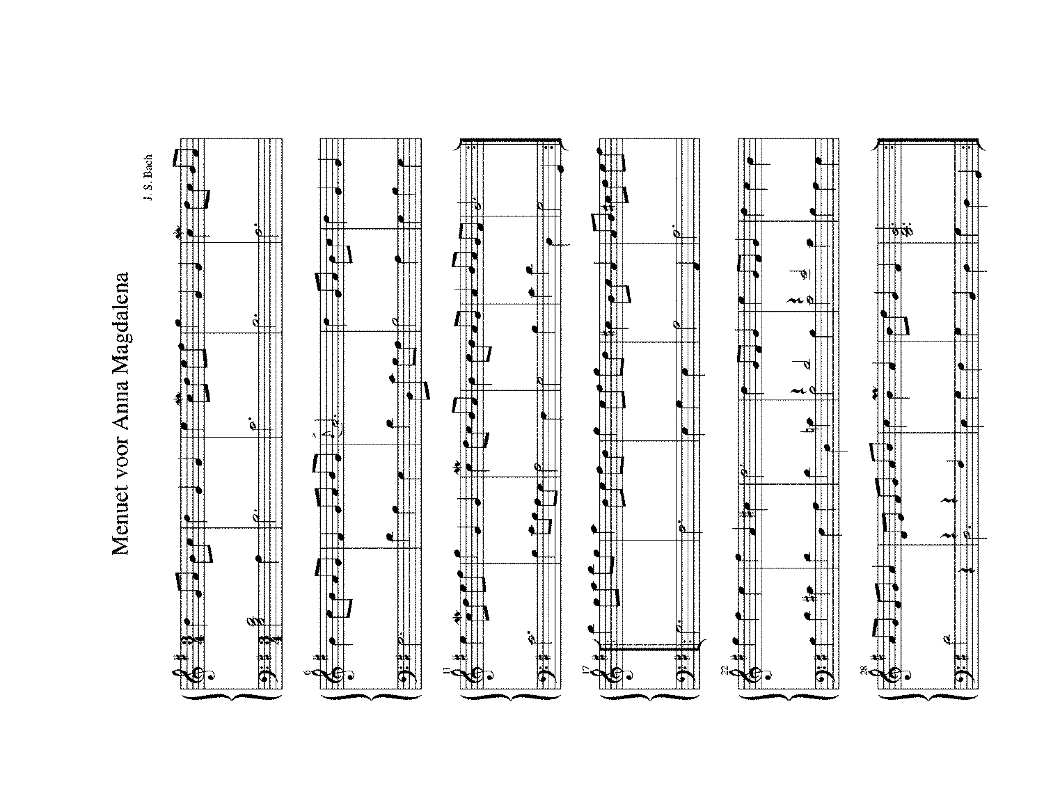# Menuet voor Anna Magdalena

J. S. Bach